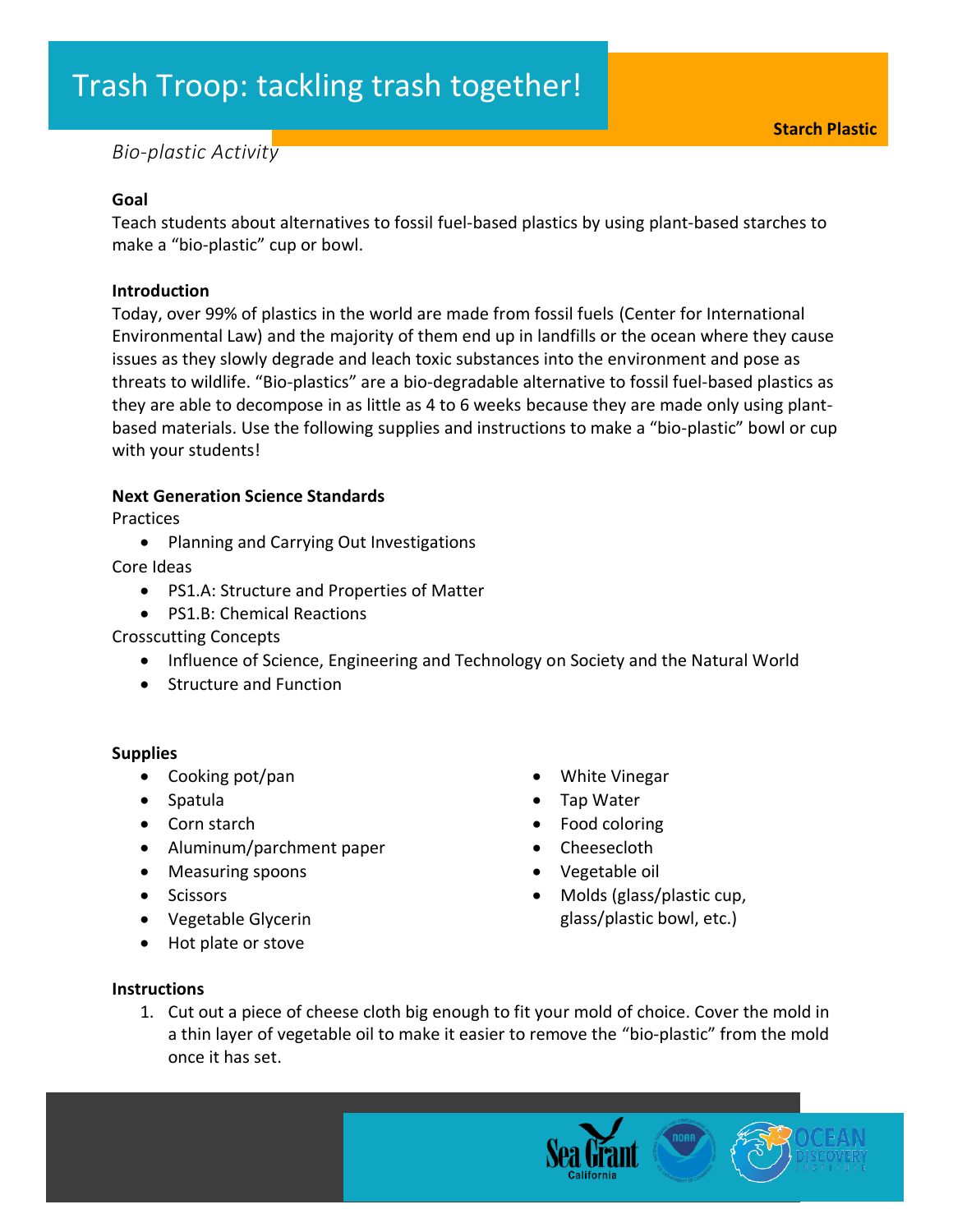# Trash Troop: tackling trash together!

**Starch Plastic**

*Bio-plastic Activity*

**Goal**

Teach students about alternatives to fossil fuel-based plastics by using plant-based starches to make a “bio-plastic” cup or bowl.

**Introduction**

Today, over 99% of plastics in the world are made from fossil fuels (Center for International Environmental Law) and the majority of them end up in landfills or the ocean where they cause issues as they slowly degrade and leach toxic substances into the environment and pose as threats to wildlife. “Bio-plastics” are a bio-degradable alternative to fossil fuel-based plastics as they are able to decompose in as little as 4 to 6 weeks because they are made only using plant-based materials. Use the following supplies and instructions to make a “bio-plastic” bowl or cup with your students!

**Next Generation Science Standards**

Practices

- Planning and Carrying Out Investigations

Core Ideas

- PS1.A: Structure and Properties of Matter
- PS1.B: Chemical Reactions

Crosscutting Concepts

- Influence of Science, Engineering and Technology on Society and the Natural World
- Structure and Function

**Supplies**

- Cooking pot/pan
- Spatula
- Corn starch
- Aluminum/parchment paper
- Measuring spoons
- Scissors
- Vegetable Glycerin
- Hot plate or stove
- White Vinegar
- Tap Water
- Food coloring
- Cheesecloth
- Vegetable oil
- Molds (glass/plastic cup, glass/plastic bowl, etc.)

**Instructions**

1. Cut out a piece of cheese cloth big enough to fit your mold of choice. Cover the mold in a thin layer of vegetable oil to make it easier to remove the “bio-plastic” from the mold once it has set.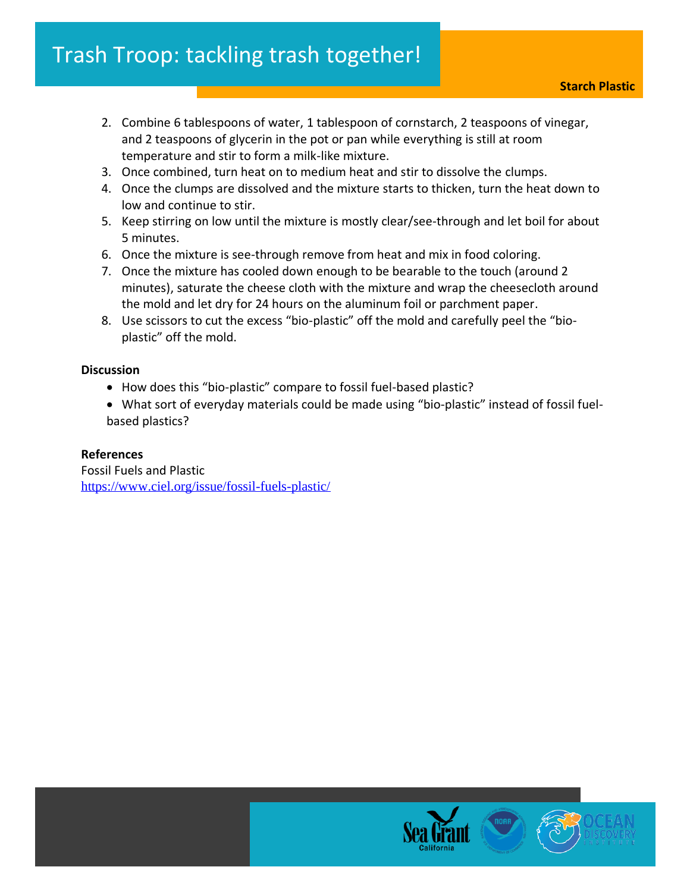2. Combine 6 tablespoons of water, 1 tablespoon of cornstarch, 2 teaspoons of vinegar, and 2 teaspoons of glycerin in the pot or pan while everything is still at room temperature and stir to form a milk-like mixture.
3. Once combined, turn heat on to medium heat and stir to dissolve the clumps.
4. Once the clumps are dissolved and the mixture starts to thicken, turn the heat down to low and continue to stir.
5. Keep stirring on low until the mixture is mostly clear/see-through and let boil for about 5 minutes.
6. Once the mixture is see-through remove from heat and mix in food coloring.
7. Once the mixture has cooled down enough to be bearable to the touch (around 2 minutes), saturate the cheese cloth with the mixture and wrap the cheesecloth around the mold and let dry for 24 hours on the aluminum foil or parchment paper.
8. Use scissors to cut the excess "bio-plastic" off the mold and carefully peel the "bio-plastic" off the mold.

**Discussion**

- How does this "bio-plastic" compare to fossil fuel-based plastic?
- What sort of everyday materials could be made using "bio-plastic" instead of fossil fuel-based plastics?

**References**

Fossil Fuels and Plastic
https://www.ciel.org/issue/fossil-fuels-plastic/